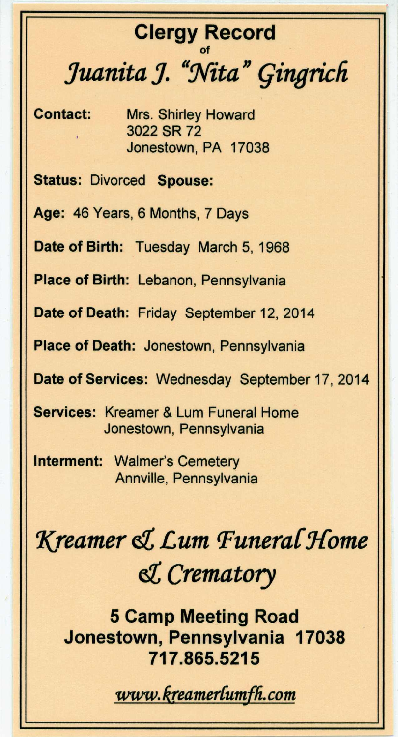# Clergy Record
of
# *Juanita J. "Nita" Gingrich*

**Contact:** Mrs. Shirley Howard
3022 SR 72
Jonestown, PA 17038

**Status:** Divorced **Spouse:**

**Age:** 46 Years, 6 Months, 7 Days

**Date of Birth:** Tuesday March 5, 1968

**Place of Birth:** Lebanon, Pennsylvania

**Date of Death:** Friday September 12, 2014

**Place of Death:** Jonestown, Pennsylvania

**Date of Services:** Wednesday September 17, 2014

**Services:** Kreamer & Lum Funeral Home
Jonestown, Pennsylvania

**Interment:** Walmer's Cemetery
Annville, Pennsylvania

## *Kreamer & Lum Funeral Home & Crematory*

**5 Camp Meeting Road**
**Jonestown, Pennsylvania 17038**
**717.865.5215**

*www.kreamerlumfh.com*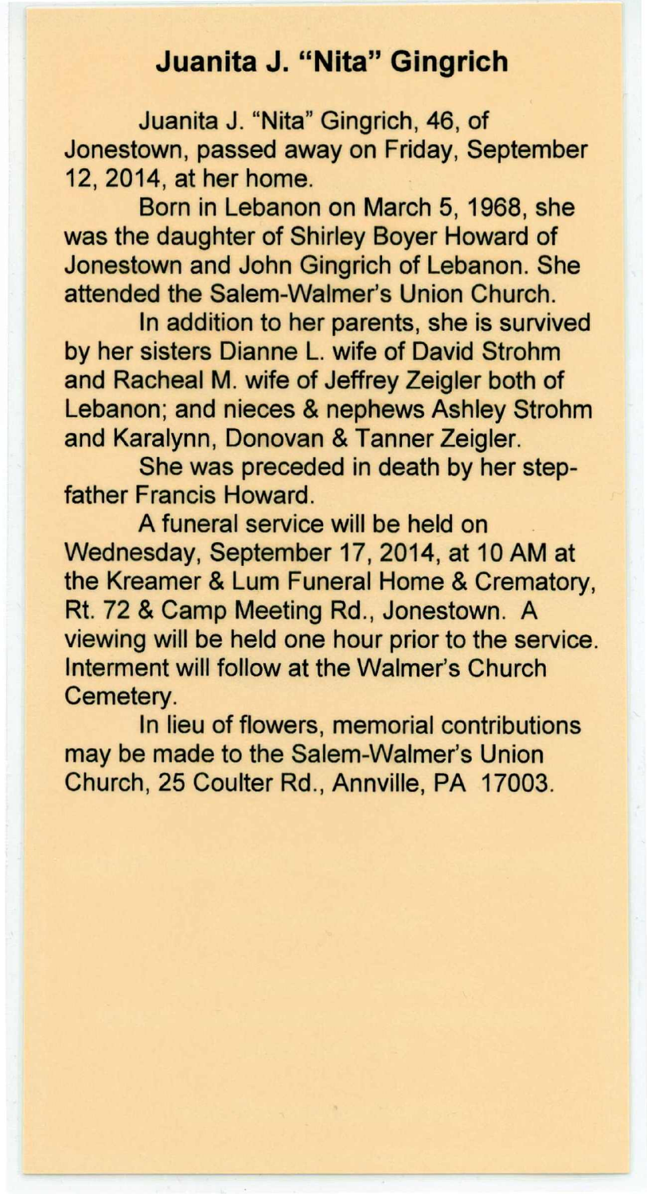# Juanita J. "Nita" Gingrich

Juanita J. "Nita" Gingrich, 46, of Jonestown, passed away on Friday, September 12, 2014, at her home.

Born in Lebanon on March 5, 1968, she was the daughter of Shirley Boyer Howard of Jonestown and John Gingrich of Lebanon. She attended the Salem-Walmer's Union Church.

In addition to her parents, she is survived by her sisters Dianne L. wife of David Strohm and Racheal M. wife of Jeffrey Zeigler both of Lebanon; and nieces & nephews Ashley Strohm and Karalynn, Donovan & Tanner Zeigler.

She was preceded in death by her step-father Francis Howard.

A funeral service will be held on Wednesday, September 17, 2014, at 10 AM at the Kreamer & Lum Funeral Home & Crematory, Rt. 72 & Camp Meeting Rd., Jonestown. A viewing will be held one hour prior to the service. Interment will follow at the Walmer's Church Cemetery.

In lieu of flowers, memorial contributions may be made to the Salem-Walmer's Union Church, 25 Coulter Rd., Annville, PA 17003.